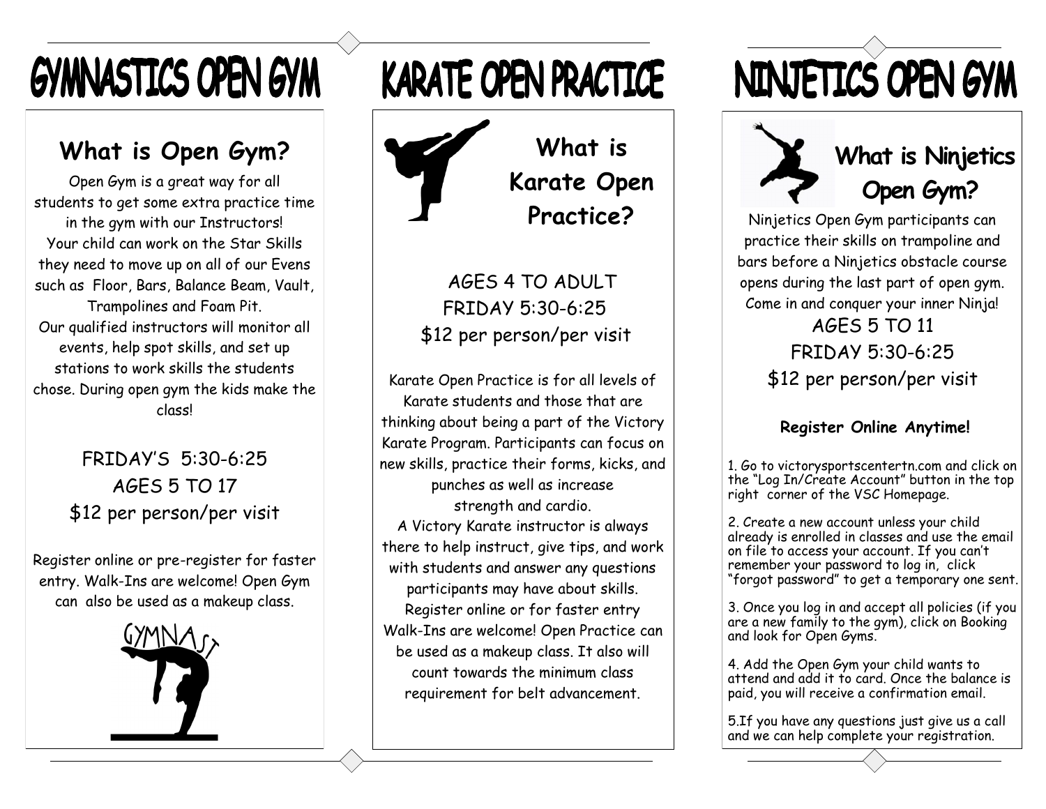# GYMNASTICS OPEN GYM

## What is Open Gym?

Open Gym is a great way for all students to get some extra practice time in the gym with our Instructors! Your child can work on the Star Skills they need to move up on all of our Evens such as Floor, Bars, Balance Beam, Vault, Trampolines and Foam Pit. Our qualified instructors will monitor all events, help spot skills, and set up stations to work skills the students chose. During open gym the kids make the class!

FRIDAY'S 5:30-6:25
AGES 5 TO 17
$12 per person/per visit

Register online or pre-register for faster entry. Walk-Ins are welcome! Open Gym can also be used as a makeup class.

GYMNAST

# KARATE OPEN PRACTICE

## What is Karate Open Practice?

AGES 4 TO ADULT
FRIDAY 5:30-6:25
$12 per person/per visit

Karate Open Practice is for all levels of Karate students and those that are thinking about being a part of the Victory Karate Program. Participants can focus on new skills, practice their forms, kicks, and punches as well as increase strength and cardio.
A Victory Karate instructor is always there to help instruct, give tips, and work with students and answer any questions participants may have about skills. Register online or for faster entry Walk-Ins are welcome! Open Practice can be used as a makeup class. It also will count towards the minimum class requirement for belt advancement.

# NINJETICS OPEN GYM

## What is Ninjetics Open Gym?

Ninjetics Open Gym participants can practice their skills on trampoline and bars before a Ninjetics obstacle course opens during the last part of open gym. Come in and conquer your inner Ninja!

AGES 5 TO 11
FRIDAY 5:30-6:25
$12 per person/per visit

**Register Online Anytime!**

1. Go to victorysportscentertn.com and click on the "Log In/Create Account" button in the top right corner of the VSC Homepage.

2. Create a new account unless your child already is enrolled in classes and use the email on file to access your account. If you can't remember your password to log in, click "forgot password" to get a temporary one sent.

3. Once you log in and accept all policies (if you are a new family to the gym), click on Booking and look for Open Gyms.

4. Add the Open Gym your child wants to attend and add it to card. Once the balance is paid, you will receive a confirmation email.

5.If you have any questions just give us a call and we can help complete your registration.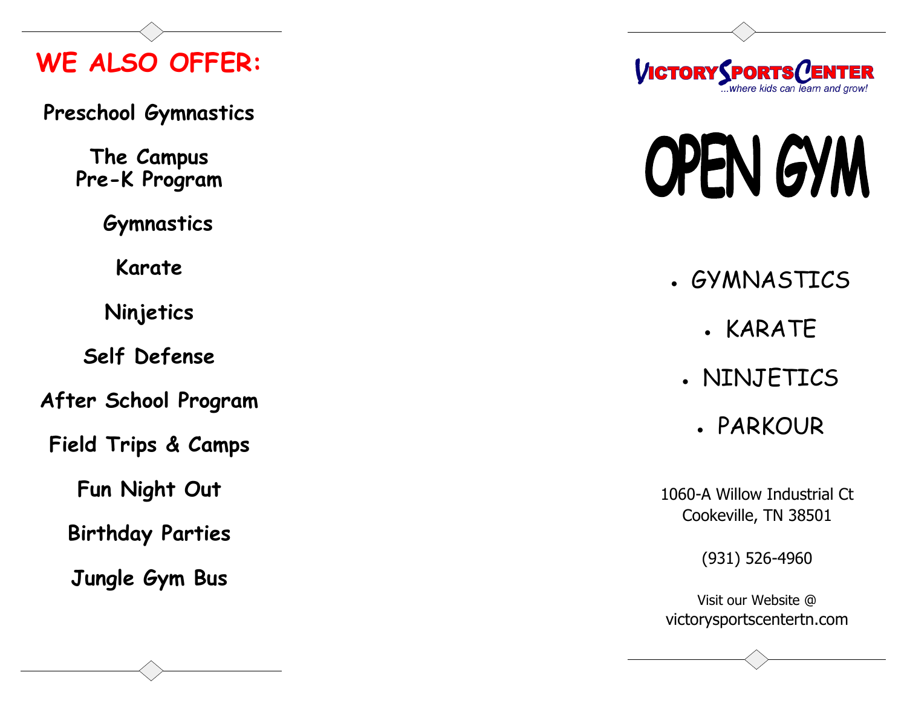## WE ALSO OFFER:

**Preschool Gymnastics**

**The Campus Pre-K Program**

**Gymnastics**

**Karate**

**Ninjetics**

**Self Defense**

**After School Program**

**Field Trips & Camps**

**Fun Night Out**

**Birthday Parties**

**Jungle Gym Bus**

VICTORY SPORTS CENTER

*...where kids can learn and grow!*

# OPEN GYM

- GYMNASTICS
- KARATE
- NINJETICS
- PARKOUR

1060-A Willow Industrial Ct
Cookeville, TN 38501

(931) 526-4960

Visit our Website @
victorysportscentertn.com